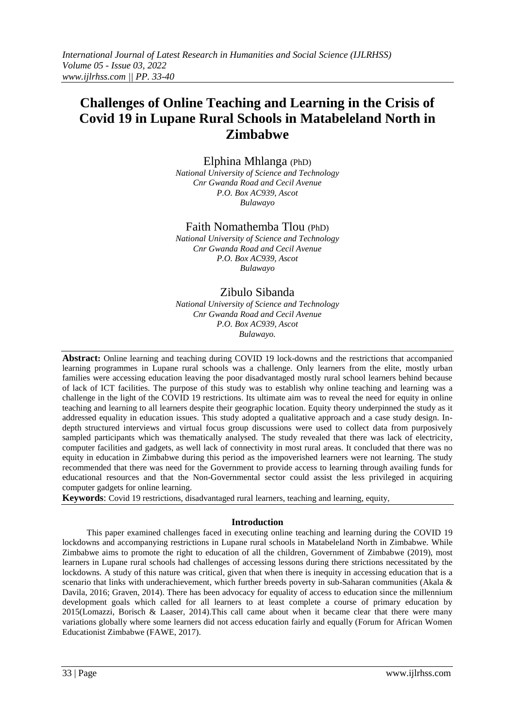# Challenges of Online Teaching and Learning in the Crisis of Covid 19 in Lupane Rural Schools in Matabeleland North in Zimbabwe

Elphina Mhlanga (PhD)
*National University of Science and Technology*
*Cnr Gwanda Road and Cecil Avenue*
*P.O. Box AC939, Ascot*
*Bulawayo*

Faith Nomathemba Tlou (PhD)
*National University of Science and Technology*
*Cnr Gwanda Road and Cecil Avenue*
*P.O. Box AC939, Ascot*
*Bulawayo*

Zibulo Sibanda
*National University of Science and Technology*
*Cnr Gwanda Road and Cecil Avenue*
*P.O. Box AC939, Ascot*
*Bulawayo.*

**Abstract:** Online learning and teaching during COVID 19 lock-downs and the restrictions that accompanied learning programmes in Lupane rural schools was a challenge. Only learners from the elite, mostly urban families were accessing education leaving the poor disadvantaged mostly rural school learners behind because of lack of ICT facilities. The purpose of this study was to establish why online teaching and learning was a challenge in the light of the COVID 19 restrictions. Its ultimate aim was to reveal the need for equity in online teaching and learning to all learners despite their geographic location. Equity theory underpinned the study as it addressed equality in education issues. This study adopted a qualitative approach and a case study design. In-depth structured interviews and virtual focus group discussions were used to collect data from purposively sampled participants which was thematically analysed. The study revealed that there was lack of electricity, computer facilities and gadgets, as well lack of connectivity in most rural areas. It concluded that there was no equity in education in Zimbabwe during this period as the impoverished learners were not learning. The study recommended that there was need for the Government to provide access to learning through availing funds for educational resources and that the Non-Governmental sector could assist the less privileged in acquiring computer gadgets for online learning.

**Keywords**: Covid 19 restrictions, disadvantaged rural learners, teaching and learning, equity,

## Introduction

This paper examined challenges faced in executing online teaching and learning during the COVID 19 lockdowns and accompanying restrictions in Lupane rural schools in Matabeleland North in Zimbabwe. While Zimbabwe aims to promote the right to education of all the children, Government of Zimbabwe (2019), most learners in Lupane rural schools had challenges of accessing lessons during there strictions necessitated by the lockdowns. A study of this nature was critical, given that when there is inequity in accessing education that is a scenario that links with underachievement, which further breeds poverty in sub-Saharan communities (Akala & Davila, 2016; Graven, 2014). There has been advocacy for equality of access to education since the millennium development goals which called for all learners to at least complete a course of primary education by 2015(Lomazzi, Borisch & Laaser, 2014).This call came about when it became clear that there were many variations globally where some learners did not access education fairly and equally (Forum for African Women Educationist Zimbabwe (FAWE, 2017).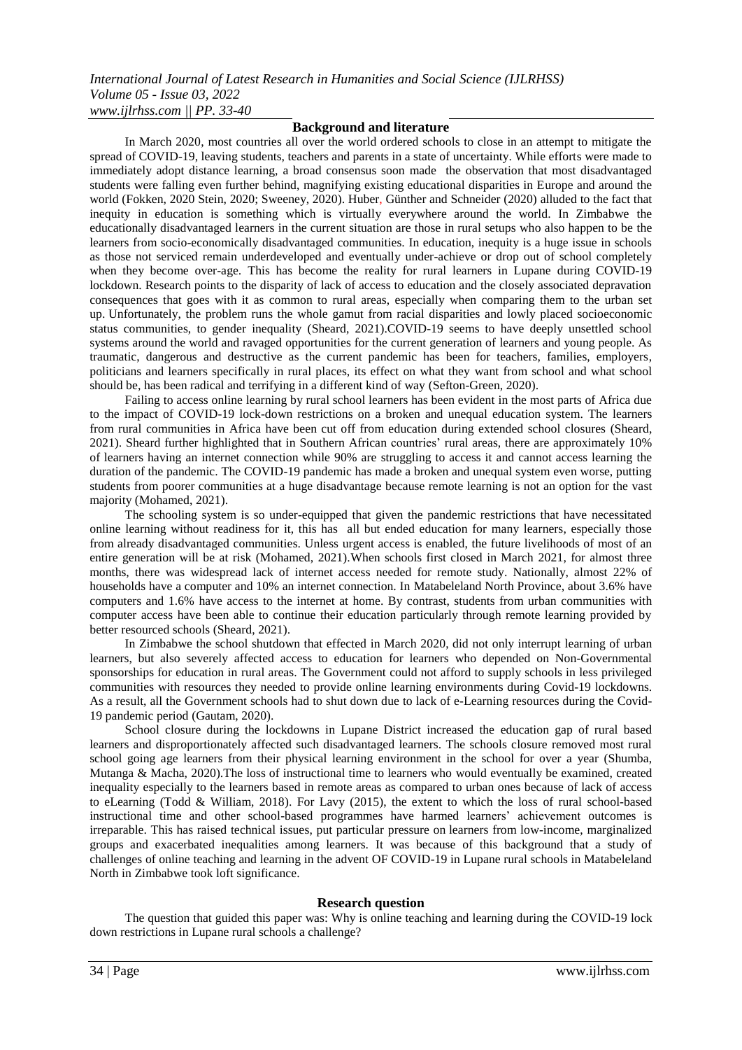## Background and literature

In March 2020, most countries all over the world ordered schools to close in an attempt to mitigate the spread of COVID-19, leaving students, teachers and parents in a state of uncertainty. While efforts were made to immediately adopt distance learning, a broad consensus soon made the observation that most disadvantaged students were falling even further behind, magnifying existing educational disparities in Europe and around the world (Fokken, 2020 Stein, 2020; Sweeney, 2020). Huber, Günther and Schneider (2020) alluded to the fact that inequity in education is something which is virtually everywhere around the world. In Zimbabwe the educationally disadvantaged learners in the current situation are those in rural setups who also happen to be the learners from socio-economically disadvantaged communities. In education, inequity is a huge issue in schools as those not serviced remain underdeveloped and eventually under-achieve or drop out of school completely when they become over-age. This has become the reality for rural learners in Lupane during COVID-19 lockdown. Research points to the disparity of lack of access to education and the closely associated depravation consequences that goes with it as common to rural areas, especially when comparing them to the urban set up. Unfortunately, the problem runs the whole gamut from racial disparities and lowly placed socioeconomic status communities, to gender inequality (Sheard, 2021).COVID-19 seems to have deeply unsettled school systems around the world and ravaged opportunities for the current generation of learners and young people. As traumatic, dangerous and destructive as the current pandemic has been for teachers, families, employers, politicians and learners specifically in rural places, its effect on what they want from school and what school should be, has been radical and terrifying in a different kind of way (Sefton-Green, 2020).

Failing to access online learning by rural school learners has been evident in the most parts of Africa due to the impact of COVID-19 lock-down restrictions on a broken and unequal education system. The learners from rural communities in Africa have been cut off from education during extended school closures (Sheard, 2021). Sheard further highlighted that in Southern African countries' rural areas, there are approximately 10% of learners having an internet connection while 90% are struggling to access it and cannot access learning the duration of the pandemic. The COVID-19 pandemic has made a broken and unequal system even worse, putting students from poorer communities at a huge disadvantage because remote learning is not an option for the vast majority (Mohamed, 2021).

The schooling system is so under-equipped that given the pandemic restrictions that have necessitated online learning without readiness for it, this has all but ended education for many learners, especially those from already disadvantaged communities. Unless urgent access is enabled, the future livelihoods of most of an entire generation will be at risk (Mohamed, 2021).When schools first closed in March 2021, for almost three months, there was widespread lack of internet access needed for remote study. Nationally, almost 22% of households have a computer and 10% an internet connection. In Matabeleland North Province, about 3.6% have computers and 1.6% have access to the internet at home. By contrast, students from urban communities with computer access have been able to continue their education particularly through remote learning provided by better resourced schools (Sheard, 2021).

In Zimbabwe the school shutdown that effected in March 2020, did not only interrupt learning of urban learners, but also severely affected access to education for learners who depended on Non-Governmental sponsorships for education in rural areas. The Government could not afford to supply schools in less privileged communities with resources they needed to provide online learning environments during Covid-19 lockdowns. As a result, all the Government schools had to shut down due to lack of e-Learning resources during the Covid-19 pandemic period (Gautam, 2020).

School closure during the lockdowns in Lupane District increased the education gap of rural based learners and disproportionately affected such disadvantaged learners. The schools closure removed most rural school going age learners from their physical learning environment in the school for over a year (Shumba, Mutanga & Macha, 2020).The loss of instructional time to learners who would eventually be examined, created inequality especially to the learners based in remote areas as compared to urban ones because of lack of access to eLearning (Todd & William, 2018). For Lavy (2015), the extent to which the loss of rural school-based instructional time and other school-based programmes have harmed learners' achievement outcomes is irreparable. This has raised technical issues, put particular pressure on learners from low-income, marginalized groups and exacerbated inequalities among learners. It was because of this background that a study of challenges of online teaching and learning in the advent OF COVID-19 in Lupane rural schools in Matabeleland North in Zimbabwe took loft significance.

## Research question

The question that guided this paper was: Why is online teaching and learning during the COVID-19 lock down restrictions in Lupane rural schools a challenge?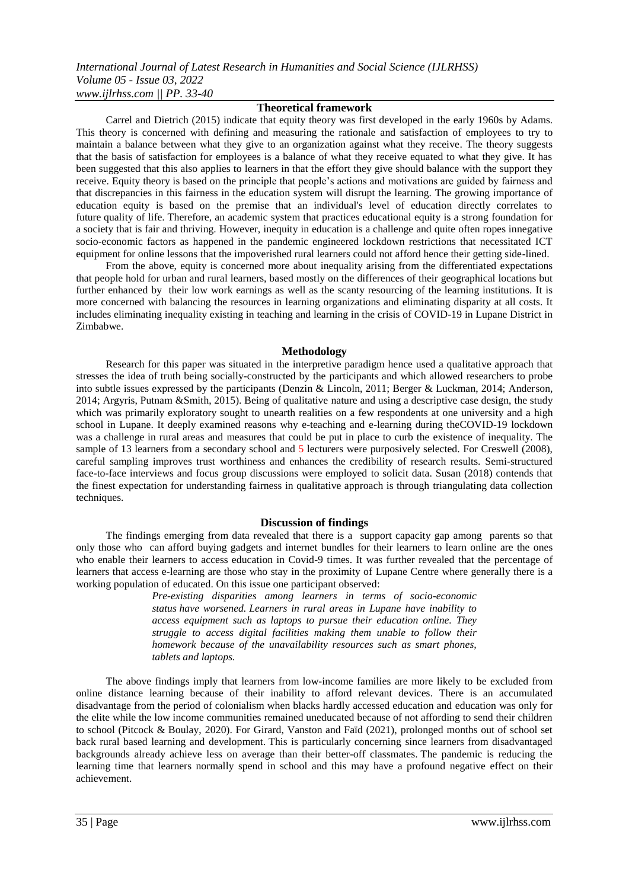## Theoretical framework

Carrel and Dietrich (2015) indicate that equity theory was first developed in the early 1960s by Adams. This theory is concerned with defining and measuring the rationale and satisfaction of employees to try to maintain a balance between what they give to an organization against what they receive. The theory suggests that the basis of satisfaction for employees is a balance of what they receive equated to what they give. It has been suggested that this also applies to learners in that the effort they give should balance with the support they receive. Equity theory is based on the principle that people's actions and motivations are guided by fairness and that discrepancies in this fairness in the education system will disrupt the learning. The growing importance of education equity is based on the premise that an individual's level of education directly correlates to future quality of life. Therefore, an academic system that practices educational equity is a strong foundation for a society that is fair and thriving. However, inequity in education is a challenge and quite often ropes innegative socio-economic factors as happened in the pandemic engineered lockdown restrictions that necessitated ICT equipment for online lessons that the impoverished rural learners could not afford hence their getting side-lined.

From the above, equity is concerned more about inequality arising from the differentiated expectations that people hold for urban and rural learners, based mostly on the differences of their geographical locations but further enhanced by their low work earnings as well as the scanty resourcing of the learning institutions. It is more concerned with balancing the resources in learning organizations and eliminating disparity at all costs. It includes eliminating inequality existing in teaching and learning in the crisis of COVID-19 in Lupane District in Zimbabwe.

## Methodology

Research for this paper was situated in the interpretive paradigm hence used a qualitative approach that stresses the idea of truth being socially-constructed by the participants and which allowed researchers to probe into subtle issues expressed by the participants (Denzin & Lincoln, 2011; Berger & Luckman, 2014; Anderson, 2014; Argyris, Putnam &Smith, 2015). Being of qualitative nature and using a descriptive case design, the study which was primarily exploratory sought to unearth realities on a few respondents at one university and a high school in Lupane. It deeply examined reasons why e-teaching and e-learning during theCOVID-19 lockdown was a challenge in rural areas and measures that could be put in place to curb the existence of inequality. The sample of 13 learners from a secondary school and 5 lecturers were purposively selected. For Creswell (2008), careful sampling improves trust worthiness and enhances the credibility of research results. Semi-structured face-to-face interviews and focus group discussions were employed to solicit data. Susan (2018) contends that the finest expectation for understanding fairness in qualitative approach is through triangulating data collection techniques.

## Discussion of findings

The findings emerging from data revealed that there is a support capacity gap among parents so that only those who can afford buying gadgets and internet bundles for their learners to learn online are the ones who enable their learners to access education in Covid-9 times. It was further revealed that the percentage of learners that access e-learning are those who stay in the proximity of Lupane Centre where generally there is a working population of educated. On this issue one participant observed:

> *Pre-existing disparities among learners in terms of socio-economic status have worsened. Learners in rural areas in Lupane have inability to access equipment such as laptops to pursue their education online. They struggle to access digital facilities making them unable to follow their homework because of the unavailability resources such as smart phones, tablets and laptops.*

The above findings imply that learners from low-income families are more likely to be excluded from online distance learning because of their inability to afford relevant devices. There is an accumulated disadvantage from the period of colonialism when blacks hardly accessed education and education was only for the elite while the low income communities remained uneducated because of not affording to send their children to school (Pitcock & Boulay, 2020). For Girard, Vanston and Faïd (2021), prolonged months out of school set back rural based learning and development. This is particularly concerning since learners from disadvantaged backgrounds already achieve less on average than their better-off classmates. The pandemic is reducing the learning time that learners normally spend in school and this may have a profound negative effect on their achievement.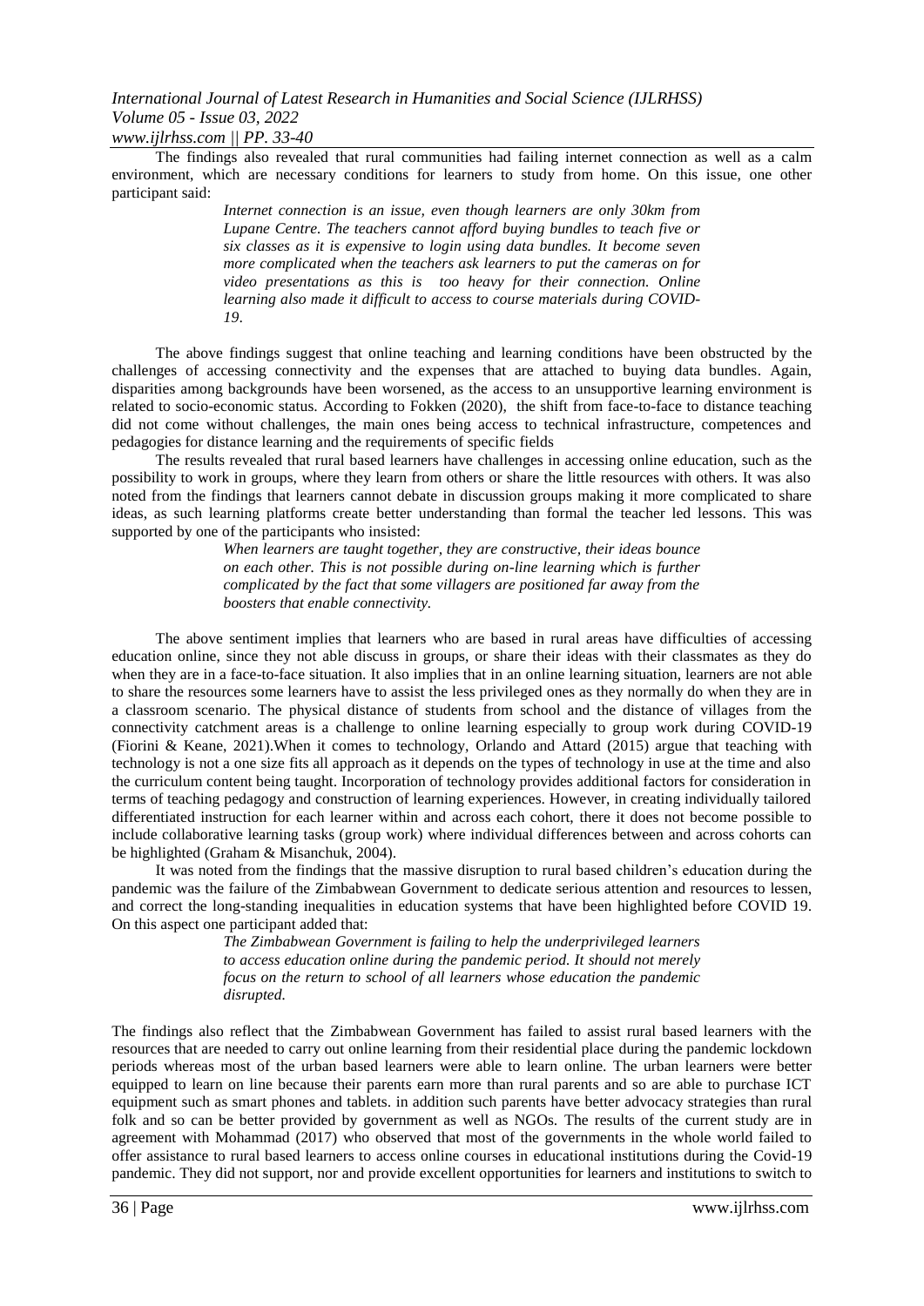The findings also revealed that rural communities had failing internet connection as well as a calm environment, which are necessary conditions for learners to study from home. On this issue, one other participant said:

> *Internet connection is an issue, even though learners are only 30km from Lupane Centre. The teachers cannot afford buying bundles to teach five or six classes as it is expensive to login using data bundles. It become seven more complicated when the teachers ask learners to put the cameras on for video presentations as this is too heavy for their connection. Online learning also made it difficult to access to course materials during COVID-19.*

The above findings suggest that online teaching and learning conditions have been obstructed by the challenges of accessing connectivity and the expenses that are attached to buying data bundles. Again, disparities among backgrounds have been worsened, as the access to an unsupportive learning environment is related to socio-economic status. According to Fokken (2020), the shift from face-to-face to distance teaching did not come without challenges, the main ones being access to technical infrastructure, competences and pedagogies for distance learning and the requirements of specific fields

The results revealed that rural based learners have challenges in accessing online education, such as the possibility to work in groups, where they learn from others or share the little resources with others. It was also noted from the findings that learners cannot debate in discussion groups making it more complicated to share ideas, as such learning platforms create better understanding than formal the teacher led lessons. This was supported by one of the participants who insisted:

> *When learners are taught together, they are constructive, their ideas bounce on each other. This is not possible during on-line learning which is further complicated by the fact that some villagers are positioned far away from the boosters that enable connectivity.*

The above sentiment implies that learners who are based in rural areas have difficulties of accessing education online, since they not able discuss in groups, or share their ideas with their classmates as they do when they are in a face-to-face situation. It also implies that in an online learning situation, learners are not able to share the resources some learners have to assist the less privileged ones as they normally do when they are in a classroom scenario. The physical distance of students from school and the distance of villages from the connectivity catchment areas is a challenge to online learning especially to group work during COVID-19 (Fiorini & Keane, 2021).When it comes to technology, Orlando and Attard (2015) argue that teaching with technology is not a one size fits all approach as it depends on the types of technology in use at the time and also the curriculum content being taught. Incorporation of technology provides additional factors for consideration in terms of teaching pedagogy and construction of learning experiences. However, in creating individually tailored differentiated instruction for each learner within and across each cohort, there it does not become possible to include collaborative learning tasks (group work) where individual differences between and across cohorts can be highlighted (Graham & Misanchuk, 2004).

It was noted from the findings that the massive disruption to rural based children's education during the pandemic was the failure of the Zimbabwean Government to dedicate serious attention and resources to lessen, and correct the long-standing inequalities in education systems that have been highlighted before COVID 19. On this aspect one participant added that:

> *The Zimbabwean Government is failing to help the underprivileged learners to access education online during the pandemic period. It should not merely focus on the return to school of all learners whose education the pandemic disrupted.*

The findings also reflect that the Zimbabwean Government has failed to assist rural based learners with the resources that are needed to carry out online learning from their residential place during the pandemic lockdown periods whereas most of the urban based learners were able to learn online. The urban learners were better equipped to learn on line because their parents earn more than rural parents and so are able to purchase ICT equipment such as smart phones and tablets. in addition such parents have better advocacy strategies than rural folk and so can be better provided by government as well as NGOs. The results of the current study are in agreement with Mohammad (2017) who observed that most of the governments in the whole world failed to offer assistance to rural based learners to access online courses in educational institutions during the Covid-19 pandemic. They did not support, nor and provide excellent opportunities for learners and institutions to switch to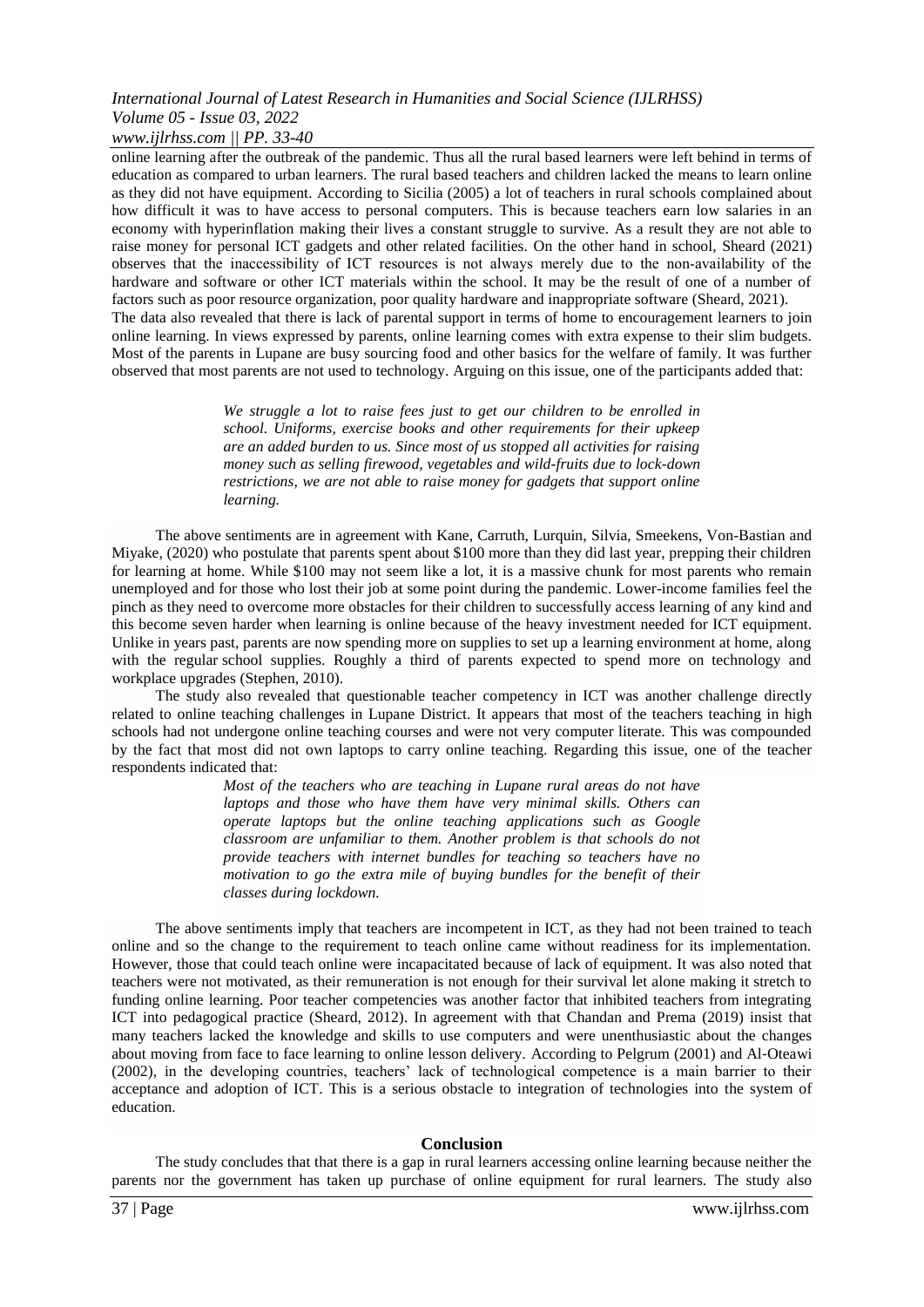online learning after the outbreak of the pandemic. Thus all the rural based learners were left behind in terms of education as compared to urban learners. The rural based teachers and children lacked the means to learn online as they did not have equipment. According to Sicilia (2005) a lot of teachers in rural schools complained about how difficult it was to have access to personal computers. This is because teachers earn low salaries in an economy with hyperinflation making their lives a constant struggle to survive. As a result they are not able to raise money for personal ICT gadgets and other related facilities. On the other hand in school, Sheard (2021) observes that the inaccessibility of ICT resources is not always merely due to the non-availability of the hardware and software or other ICT materials within the school. It may be the result of one of a number of factors such as poor resource organization, poor quality hardware and inappropriate software (Sheard, 2021).

The data also revealed that there is lack of parental support in terms of home to encouragement learners to join online learning. In views expressed by parents, online learning comes with extra expense to their slim budgets. Most of the parents in Lupane are busy sourcing food and other basics for the welfare of family. It was further observed that most parents are not used to technology. Arguing on this issue, one of the participants added that:

> *We struggle a lot to raise fees just to get our children to be enrolled in school. Uniforms, exercise books and other requirements for their upkeep are an added burden to us. Since most of us stopped all activities for raising money such as selling firewood, vegetables and wild-fruits due to lock-down restrictions, we are not able to raise money for gadgets that support online learning.*

The above sentiments are in agreement with Kane, Carruth, Lurquin, Silvia, Smeekens, Von-Bastian and Miyake, (2020) who postulate that parents spent about \$100 more than they did last year, prepping their children for learning at home. While \$100 may not seem like a lot, it is a massive chunk for most parents who remain unemployed and for those who lost their job at some point during the pandemic. Lower-income families feel the pinch as they need to overcome more obstacles for their children to successfully access learning of any kind and this become seven harder when learning is online because of the heavy investment needed for ICT equipment. Unlike in years past, parents are now spending more on supplies to set up a learning environment at home, along with the regular school supplies. Roughly a third of parents expected to spend more on technology and workplace upgrades (Stephen, 2010).

The study also revealed that questionable teacher competency in ICT was another challenge directly related to online teaching challenges in Lupane District. It appears that most of the teachers teaching in high schools had not undergone online teaching courses and were not very computer literate. This was compounded by the fact that most did not own laptops to carry online teaching. Regarding this issue, one of the teacher respondents indicated that:

> *Most of the teachers who are teaching in Lupane rural areas do not have laptops and those who have them have very minimal skills. Others can operate laptops but the online teaching applications such as Google classroom are unfamiliar to them. Another problem is that schools do not provide teachers with internet bundles for teaching so teachers have no motivation to go the extra mile of buying bundles for the benefit of their classes during lockdown.*

The above sentiments imply that teachers are incompetent in ICT, as they had not been trained to teach online and so the change to the requirement to teach online came without readiness for its implementation. However, those that could teach online were incapacitated because of lack of equipment. It was also noted that teachers were not motivated, as their remuneration is not enough for their survival let alone making it stretch to funding online learning. Poor teacher competencies was another factor that inhibited teachers from integrating ICT into pedagogical practice (Sheard, 2012). In agreement with that Chandan and Prema (2019) insist that many teachers lacked the knowledge and skills to use computers and were unenthusiastic about the changes about moving from face to face learning to online lesson delivery. According to Pelgrum (2001) and Al-Oteawi (2002), in the developing countries, teachers' lack of technological competence is a main barrier to their acceptance and adoption of ICT. This is a serious obstacle to integration of technologies into the system of education.

## Conclusion

The study concludes that that there is a gap in rural learners accessing online learning because neither the parents nor the government has taken up purchase of online equipment for rural learners. The study also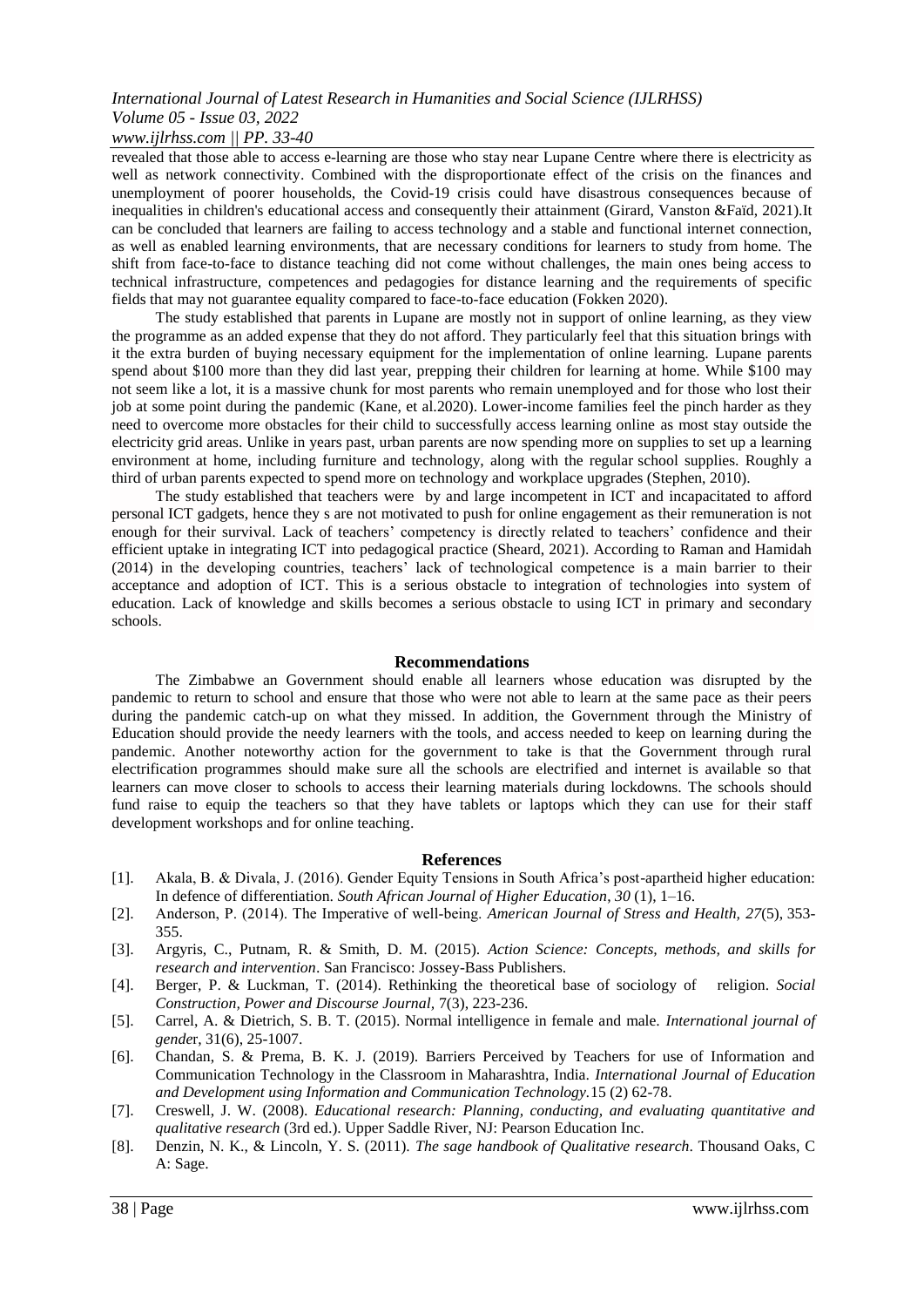revealed that those able to access e-learning are those who stay near Lupane Centre where there is electricity as well as network connectivity. Combined with the disproportionate effect of the crisis on the finances and unemployment of poorer households, the Covid-19 crisis could have disastrous consequences because of inequalities in children's educational access and consequently their attainment (Girard, Vanston &Faïd, 2021).It can be concluded that learners are failing to access technology and a stable and functional internet connection, as well as enabled learning environments, that are necessary conditions for learners to study from home. The shift from face-to-face to distance teaching did not come without challenges, the main ones being access to technical infrastructure, competences and pedagogies for distance learning and the requirements of specific fields that may not guarantee equality compared to face-to-face education (Fokken 2020).

The study established that parents in Lupane are mostly not in support of online learning, as they view the programme as an added expense that they do not afford. They particularly feel that this situation brings with it the extra burden of buying necessary equipment for the implementation of online learning. Lupane parents spend about $100 more than they did last year, prepping their children for learning at home. While $100 may not seem like a lot, it is a massive chunk for most parents who remain unemployed and for those who lost their job at some point during the pandemic (Kane, et al.2020). Lower-income families feel the pinch harder as they need to overcome more obstacles for their child to successfully access learning online as most stay outside the electricity grid areas. Unlike in years past, urban parents are now spending more on supplies to set up a learning environment at home, including furniture and technology, along with the regular school supplies. Roughly a third of urban parents expected to spend more on technology and workplace upgrades (Stephen, 2010).

The study established that teachers were by and large incompetent in ICT and incapacitated to afford personal ICT gadgets, hence they s are not motivated to push for online engagement as their remuneration is not enough for their survival. Lack of teachers' competency is directly related to teachers' confidence and their efficient uptake in integrating ICT into pedagogical practice (Sheard, 2021). According to Raman and Hamidah (2014) in the developing countries, teachers' lack of technological competence is a main barrier to their acceptance and adoption of ICT. This is a serious obstacle to integration of technologies into system of education. Lack of knowledge and skills becomes a serious obstacle to using ICT in primary and secondary schools.

## Recommendations

The Zimbabwe an Government should enable all learners whose education was disrupted by the pandemic to return to school and ensure that those who were not able to learn at the same pace as their peers during the pandemic catch-up on what they missed. In addition, the Government through the Ministry of Education should provide the needy learners with the tools, and access needed to keep on learning during the pandemic. Another noteworthy action for the government to take is that the Government through rural electrification programmes should make sure all the schools are electrified and internet is available so that learners can move closer to schools to access their learning materials during lockdowns. The schools should fund raise to equip the teachers so that they have tablets or laptops which they can use for their staff development workshops and for online teaching.

## References

[1]. Akala, B. & Divala, J. (2016). Gender Equity Tensions in South Africa's post-apartheid higher education: In defence of differentiation. *South African Journal of Higher Education*, *30* (1), 1–16.

[2]. Anderson, P. (2014). The Imperative of well-being. *American Journal of Stress and Health, 27*(5), 353-355.

[3]. Argyris, C., Putnam, R. & Smith, D. M. (2015). *Action Science: Concepts, methods, and skills for research and intervention*. San Francisco: Jossey-Bass Publishers.

[4]. Berger, P. & Luckman, T. (2014). Rethinking the theoretical base of sociology of religion. *Social Construction, Power and Discourse Journal*, 7(3), 223-236.

[5]. Carrel, A. & Dietrich, S. B. T. (2015). Normal intelligence in female and male. *International journal of gende*r, 31(6), 25-1007.

[6]. Chandan, S. & Prema, B. K. J. (2019). Barriers Perceived by Teachers for use of Information and Communication Technology in the Classroom in Maharashtra, India. *International Journal of Education and Development using Information and Communication Technology.*15 (2) 62-78.

[7]. Creswell, J. W. (2008). *Educational research: Planning, conducting, and evaluating quantitative and qualitative research* (3rd ed.). Upper Saddle River, NJ: Pearson Education Inc.

[8]. Denzin, N. K., & Lincoln, Y. S. (2011). *The sage handbook of Qualitative research*. Thousand Oaks, C A: Sage.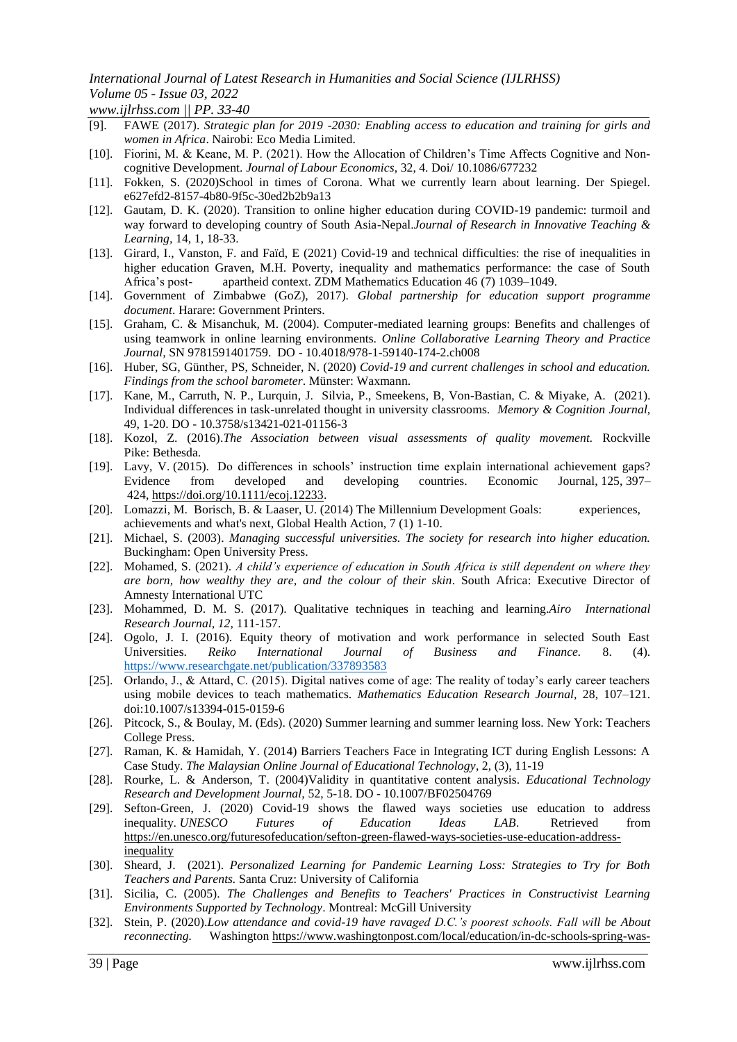[9]. FAWE (2017). *Strategic plan for 2019 -2030: Enabling access to education and training for girls and women in Africa*. Nairobi: Eco Media Limited.

[10]. Fiorini, M. & Keane, M. P. (2021). How the Allocation of Children's Time Affects Cognitive and Non-cognitive Development. *Journal of Labour Economics*, 32, 4. Doi/ 10.1086/677232

[11]. Fokken, S. (2020)School in times of Corona. What we currently learn about learning. Der Spiegel. e627efd2-8157-4b80-9f5c-30ed2b2b9a13

[12]. Gautam, D. K. (2020). Transition to online higher education during COVID-19 pandemic: turmoil and way forward to developing country of South Asia-Nepal.*Journal of Research in Innovative Teaching & Learning*, 14, 1, 18-33.

[13]. Girard, I., Vanston, F. and Faïd, E (2021) Covid-19 and technical difficulties: the rise of inequalities in higher education Graven, M.H. Poverty, inequality and mathematics performance: the case of South Africa's post- apartheid context. ZDM Mathematics Education 46 (7) 1039–1049.

[14]. Government of Zimbabwe (GoZ), 2017). *Global partnership for education support programme document*. Harare: Government Printers.

[15]. Graham, C. & Misanchuk, M. (2004). Computer-mediated learning groups: Benefits and challenges of using teamwork in online learning environments. *Online Collaborative Learning Theory and Practice Journal*, SN 9781591401759. DO - 10.4018/978-1-59140-174-2.ch008

[16]. Huber, SG, Günther, PS, Schneider, N. (2020) *Covid-19 and current challenges in school and education. Findings from the school barometer*. Münster: Waxmann.

[17]. Kane, M., Carruth, N. P., Lurquin, J. Silvia, P., Smeekens, B, Von-Bastian, C. & Miyake, A. (2021). Individual differences in task-unrelated thought in university classrooms. *Memory & Cognition Journal*, 49, 1-20. DO - 10.3758/s13421-021-01156-3

[18]. Kozol, Z. (2016).*The Association between visual assessments of quality movement.* Rockville Pike: Bethesda.

[19]. Lavy, V. (2015). Do differences in schools' instruction time explain international achievement gaps? Evidence from developed and developing countries. Economic Journal, 125, 397–424, https://doi.org/10.1111/ecoj.12233.

[20]. Lomazzi, M. Borisch, B. & Laaser, U. (2014) The Millennium Development Goals: experiences, achievements and what's next, Global Health Action, 7 (1) 1-10.

[21]. Michael, S. (2003). *Managing successful universities. The society for research into higher education.* Buckingham: Open University Press.

[22]. Mohamed, S. (2021). *A child's experience of education in South Africa is still dependent on where they are born, how wealthy they are, and the colour of their skin*. South Africa: Executive Director of Amnesty International UTC

[23]. Mohammed, D. M. S. (2017). Qualitative techniques in teaching and learning.*Airo International Research Journal, 12,* 111-157.

[24]. Ogolo, J. I. (2016). Equity theory of motivation and work performance in selected South East Universities. *Reiko International Journal of Business and Finance.* 8. (4). https://www.researchgate.net/publication/337893583

[25]. Orlando, J., & Attard, C. (2015). Digital natives come of age: The reality of today's early career teachers using mobile devices to teach mathematics. *Mathematics Education Research Journal*, 28, 107–121. doi:10.1007/s13394-015-0159-6

[26]. Pitcock, S., & Boulay, M. (Eds). (2020) Summer learning and summer learning loss. New York: Teachers College Press.

[27]. Raman, K. & Hamidah, Y. (2014) Barriers Teachers Face in Integrating ICT during English Lessons: A Case Study. *The Malaysian Online Journal of Educational Technology*, 2, (3), 11-19

[28]. Rourke, L. & Anderson, T. (2004)Validity in quantitative content analysis. *Educational Technology Research and Development Journal*, 52, 5-18. DO - 10.1007/BF02504769

[29]. Sefton-Green, J. (2020) Covid-19 shows the flawed ways societies use education to address inequality. *UNESCO Futures of Education Ideas LAB*. Retrieved from https://en.unesco.org/futuresofeducation/sefton-green-flawed-ways-societies-use-education-address-inequality

[30]. Sheard, J. (2021). *Personalized Learning for Pandemic Learning Loss: Strategies to Try for Both Teachers and Parents.* Santa Cruz: University of California

[31]. Sicilia, C. (2005). *The Challenges and Benefits to Teachers' Practices in Constructivist Learning Environments Supported by Technology*. Montreal: McGill University

[32]. Stein, P. (2020).*Low attendance and covid-19 have ravaged D.C.'s poorest schools. Fall will be About reconnecting.* Washington https://www.washingtonpost.com/local/education/in-dc-schools-spring-was-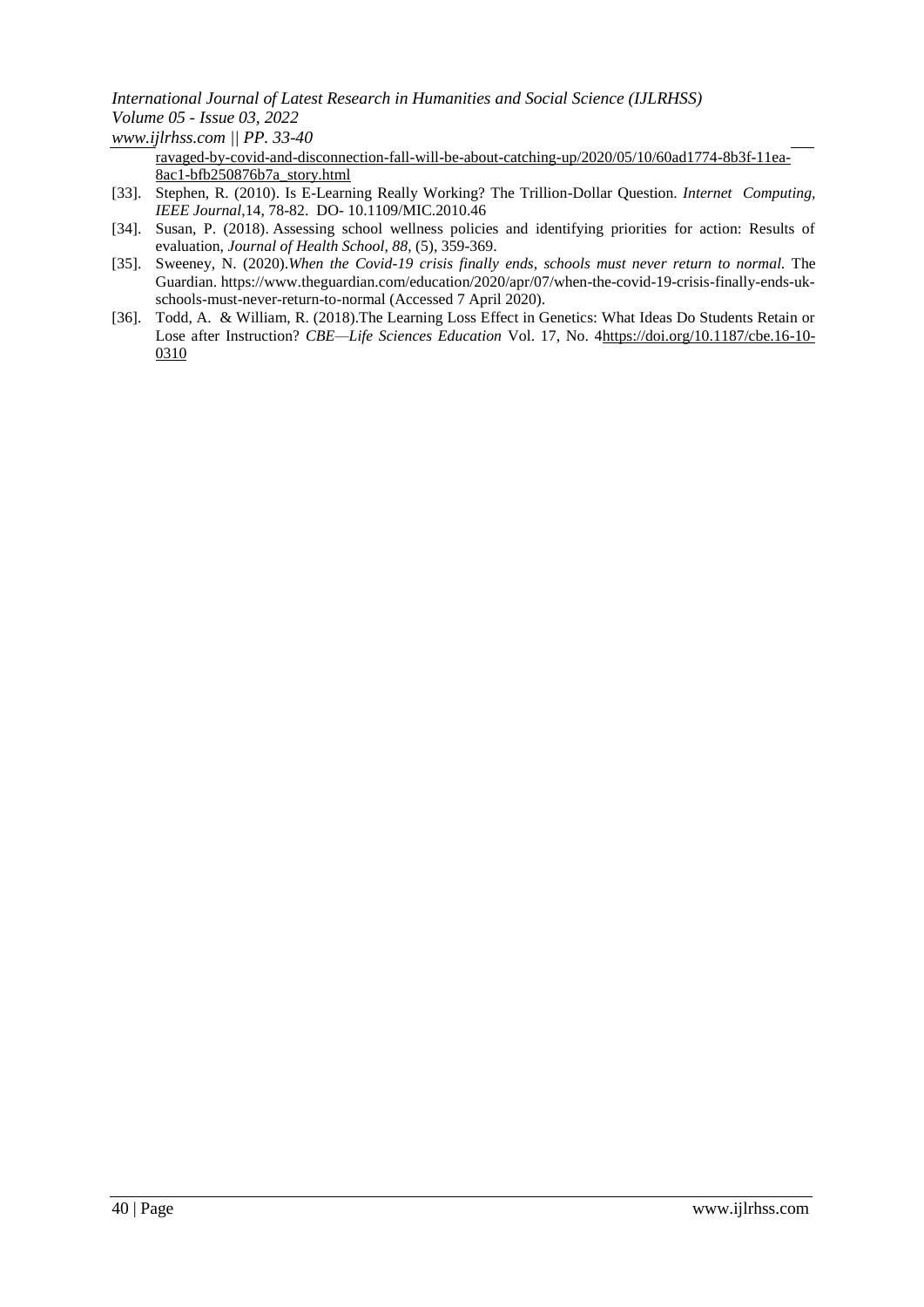ravaged-by-covid-and-disconnection-fall-will-be-about-catching-up/2020/05/10/60ad1774-8b3f-11ea-8ac1-bfb250876b7a_story.html

[33]. Stephen, R. (2010). Is E-Learning Really Working? The Trillion-Dollar Question. *Internet Computing, IEEE Journal*,14, 78-82. DO- 10.1109/MIC.2010.46

[34]. Susan, P. (2018). Assessing school wellness policies and identifying priorities for action: Results of evaluation, *Journal of Health School*, *88*, (5), 359-369.

[35]. Sweeney, N. (2020).*When the Covid-19 crisis finally ends, schools must never return to normal.* The Guardian. https://www.theguardian.com/education/2020/apr/07/when-the-covid-19-crisis-finally-ends-uk-schools-must-never-return-to-normal (Accessed 7 April 2020).

[36]. Todd, A. & William, R. (2018).The Learning Loss Effect in Genetics: What Ideas Do Students Retain or Lose after Instruction? *CBE—Life Sciences Education* Vol. 17, No. 4https://doi.org/10.1187/cbe.16-10-0310